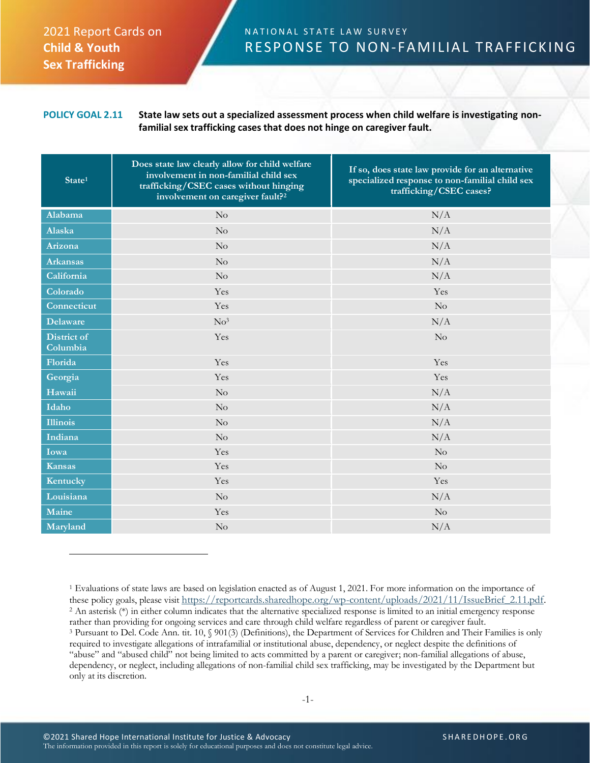2021 Report Cards on **Child & Youth Sex Trafficking**

NATIONAL STATE LAW SURVEY
# RESPONSE TO NON-FAMILIAL TRAFFICKING

**POLICY GOAL 2.11** **State law sets out a specialized assessment process when child welfare is investigating non-familial sex trafficking cases that does not hinge on caregiver fault.**

| State[1] | Does state law clearly allow for child welfare involvement in non-familial child sex trafficking/CSEC cases without hinging involvement on caregiver fault?[2] | If so, does state law provide for an alternative specialized response to non-familial child sex trafficking/CSEC cases? |
|---|---|---|
| Alabama | No | N/A |
| Alaska | No | N/A |
| Arizona | No | N/A |
| Arkansas | No | N/A |
| California | No | N/A |
| Colorado | Yes | Yes |
| Connecticut | Yes | No |
| Delaware | No[3] | N/A |
| District of Columbia | Yes | No |
| Florida | Yes | Yes |
| Georgia | Yes | Yes |
| Hawaii | No | N/A |
| Idaho | No | N/A |
| Illinois | No | N/A |
| Indiana | No | N/A |
| Iowa | Yes | No |
| Kansas | Yes | No |
| Kentucky | Yes | Yes |
| Louisiana | No | N/A |
| Maine | Yes | No |
| Maryland | No | N/A |

[1] Evaluations of state laws are based on legislation enacted as of August 1, 2021. For more information on the importance of these policy goals, please visit https://reportcards.sharedhope.org/wp-content/uploads/2021/11/IssueBrief_2.11.pdf.
[2] An asterisk (*) in either column indicates that the alternative specialized response is limited to an initial emergency response rather than providing for ongoing services and care through child welfare regardless of parent or caregiver fault.
[3] Pursuant to Del. Code Ann. tit. 10, § 901(3) (Definitions), the Department of Services for Children and Their Families is only required to investigate allegations of intrafamilial or institutional abuse, dependency, or neglect despite the definitions of "abuse" and "abused child" not being limited to acts committed by a parent or caregiver; non-familial allegations of abuse, dependency, or neglect, including allegations of non-familial child sex trafficking, may be investigated by the Department but only at its discretion.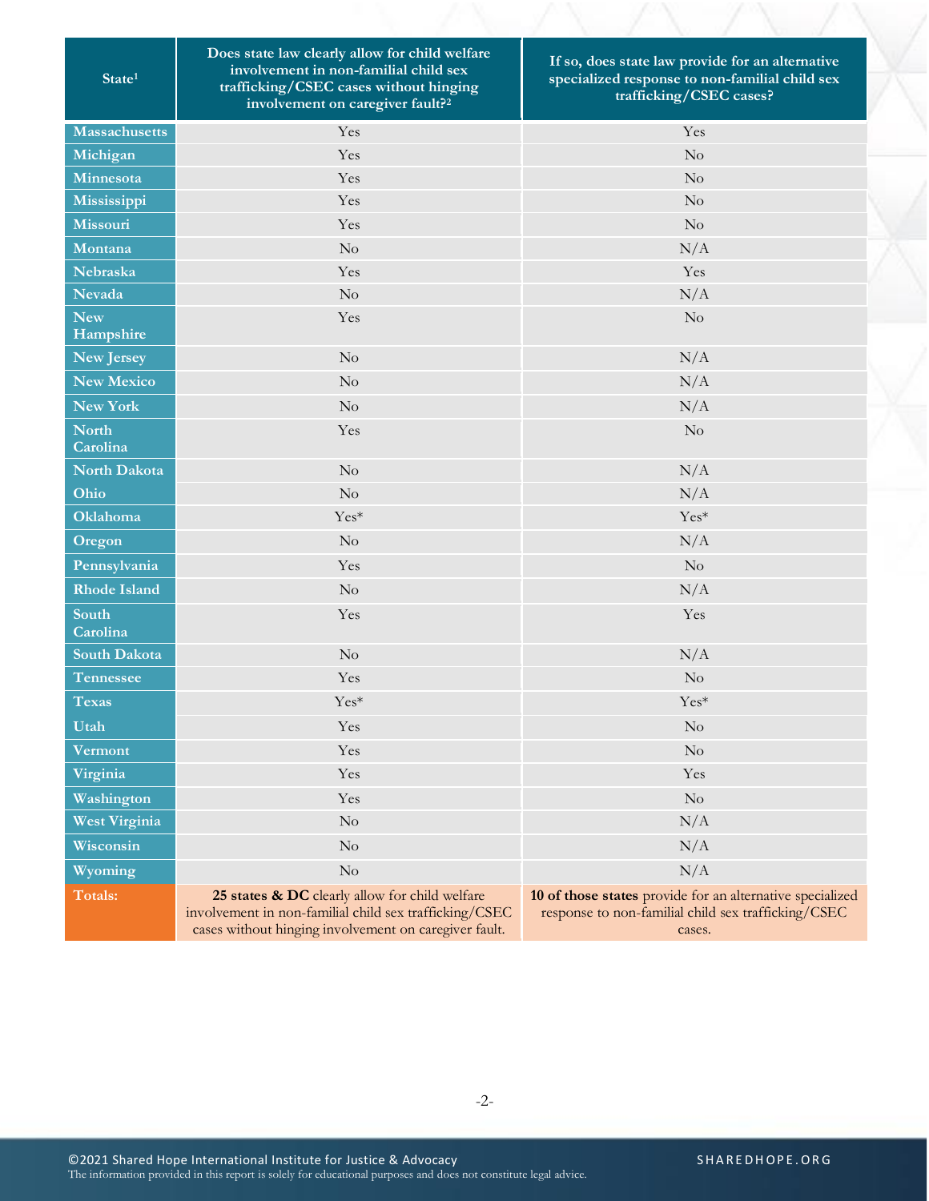| State[1] | Does state law clearly allow for child welfare involvement in non-familial child sex trafficking/CSEC cases without hinging involvement on caregiver fault?[2] | If so, does state law provide for an alternative specialized response to non-familial child sex trafficking/CSEC cases? |
|---|---|---|
| Massachusetts | Yes | Yes |
| Michigan | Yes | No |
| Minnesota | Yes | No |
| Mississippi | Yes | No |
| Missouri | Yes | No |
| Montana | No | N/A |
| Nebraska | Yes | Yes |
| Nevada | No | N/A |
| New Hampshire | Yes | No |
| New Jersey | No | N/A |
| New Mexico | No | N/A |
| New York | No | N/A |
| North Carolina | Yes | No |
| North Dakota | No | N/A |
| Ohio | No | N/A |
| Oklahoma | Yes* | Yes* |
| Oregon | No | N/A |
| Pennsylvania | Yes | No |
| Rhode Island | No | N/A |
| South Carolina | Yes | Yes |
| South Dakota | No | N/A |
| Tennessee | Yes | No |
| Texas | Yes* | Yes* |
| Utah | Yes | No |
| Vermont | Yes | No |
| Virginia | Yes | Yes |
| Washington | Yes | No |
| West Virginia | No | N/A |
| Wisconsin | No | N/A |
| Wyoming | No | N/A |
| Totals: | **25 states & DC** clearly allow for child welfare involvement in non-familial child sex trafficking/CSEC cases without hinging involvement on caregiver fault. | **10 of those states** provide for an alternative specialized response to non-familial child sex trafficking/CSEC cases. |

©2021 Shared Hope International Institute for Justice & Advocacy
The information provided in this report is solely for educational purposes and does not constitute legal advice.